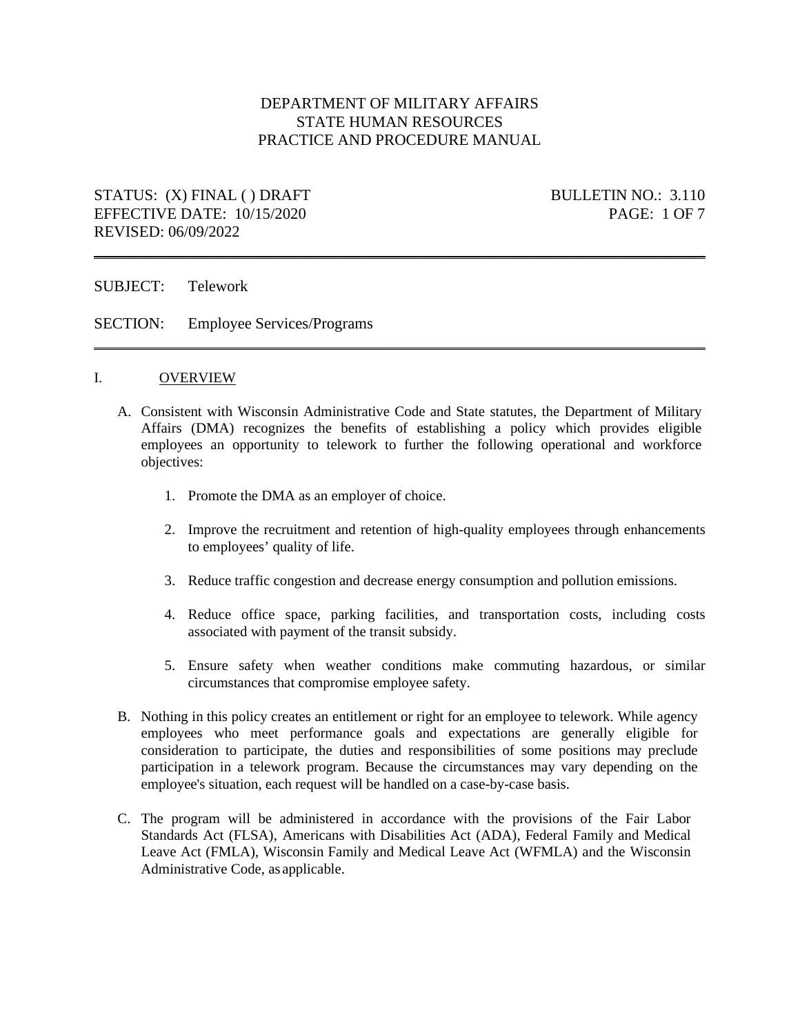DEPARTMENT OF MILITARY AFFAIRS
STATE HUMAN RESOURCES
PRACTICE AND PROCEDURE MANUAL

STATUS: (X) FINAL ( ) DRAFT
EFFECTIVE DATE: 10/15/2020
REVISED: 06/09/2022

BULLETIN NO.: 3.110

---

SUBJECT: Telework

SECTION: Employee Services/Programs

---

## I. OVERVIEW

A. Consistent with Wisconsin Administrative Code and State statutes, the Department of Military Affairs (DMA) recognizes the benefits of establishing a policy which provides eligible employees an opportunity to telework to further the following operational and workforce objectives:

1. Promote the DMA as an employer of choice.

2. Improve the recruitment and retention of high-quality employees through enhancements to employees' quality of life.

3. Reduce traffic congestion and decrease energy consumption and pollution emissions.

4. Reduce office space, parking facilities, and transportation costs, including costs associated with payment of the transit subsidy.

5. Ensure safety when weather conditions make commuting hazardous, or similar circumstances that compromise employee safety.

B. Nothing in this policy creates an entitlement or right for an employee to telework. While agency employees who meet performance goals and expectations are generally eligible for consideration to participate, the duties and responsibilities of some positions may preclude participation in a telework program. Because the circumstances may vary depending on the employee's situation, each request will be handled on a case-by-case basis.

C. The program will be administered in accordance with the provisions of the Fair Labor Standards Act (FLSA), Americans with Disabilities Act (ADA), Federal Family and Medical Leave Act (FMLA), Wisconsin Family and Medical Leave Act (WFMLA) and the Wisconsin Administrative Code, as applicable.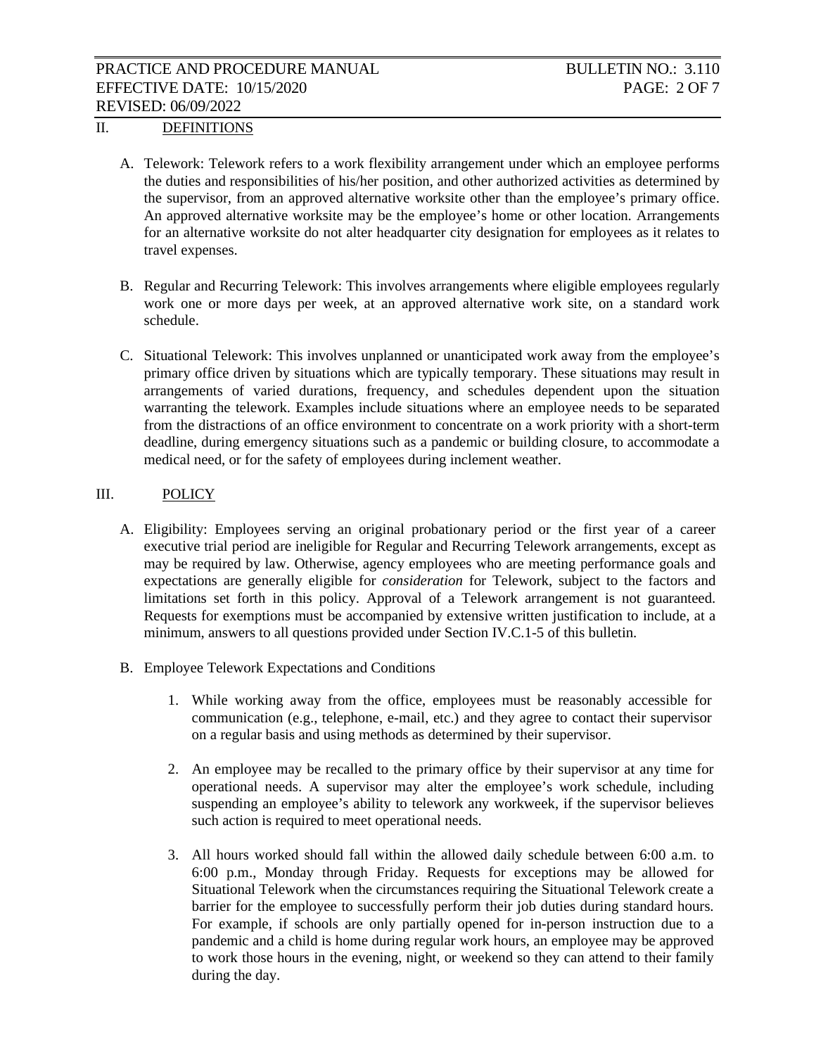## II. DEFINITIONS

A. Telework: Telework refers to a work flexibility arrangement under which an employee performs the duties and responsibilities of his/her position, and other authorized activities as determined by the supervisor, from an approved alternative worksite other than the employee's primary office. An approved alternative worksite may be the employee's home or other location. Arrangements for an alternative worksite do not alter headquarter city designation for employees as it relates to travel expenses.

B. Regular and Recurring Telework: This involves arrangements where eligible employees regularly work one or more days per week, at an approved alternative work site, on a standard work schedule.

C. Situational Telework: This involves unplanned or unanticipated work away from the employee's primary office driven by situations which are typically temporary. These situations may result in arrangements of varied durations, frequency, and schedules dependent upon the situation warranting the telework. Examples include situations where an employee needs to be separated from the distractions of an office environment to concentrate on a work priority with a short-term deadline, during emergency situations such as a pandemic or building closure, to accommodate a medical need, or for the safety of employees during inclement weather.

## III. POLICY

A. Eligibility: Employees serving an original probationary period or the first year of a career executive trial period are ineligible for Regular and Recurring Telework arrangements, except as may be required by law. Otherwise, agency employees who are meeting performance goals and expectations are generally eligible for *consideration* for Telework, subject to the factors and limitations set forth in this policy. Approval of a Telework arrangement is not guaranteed. Requests for exemptions must be accompanied by extensive written justification to include, at a minimum, answers to all questions provided under Section IV.C.1-5 of this bulletin.

B. Employee Telework Expectations and Conditions

1. While working away from the office, employees must be reasonably accessible for communication (e.g., telephone, e-mail, etc.) and they agree to contact their supervisor on a regular basis and using methods as determined by their supervisor.

2. An employee may be recalled to the primary office by their supervisor at any time for operational needs. A supervisor may alter the employee's work schedule, including suspending an employee's ability to telework any workweek, if the supervisor believes such action is required to meet operational needs.

3. All hours worked should fall within the allowed daily schedule between 6:00 a.m. to 6:00 p.m., Monday through Friday. Requests for exceptions may be allowed for Situational Telework when the circumstances requiring the Situational Telework create a barrier for the employee to successfully perform their job duties during standard hours. For example, if schools are only partially opened for in-person instruction due to a pandemic and a child is home during regular work hours, an employee may be approved to work those hours in the evening, night, or weekend so they can attend to their family during the day.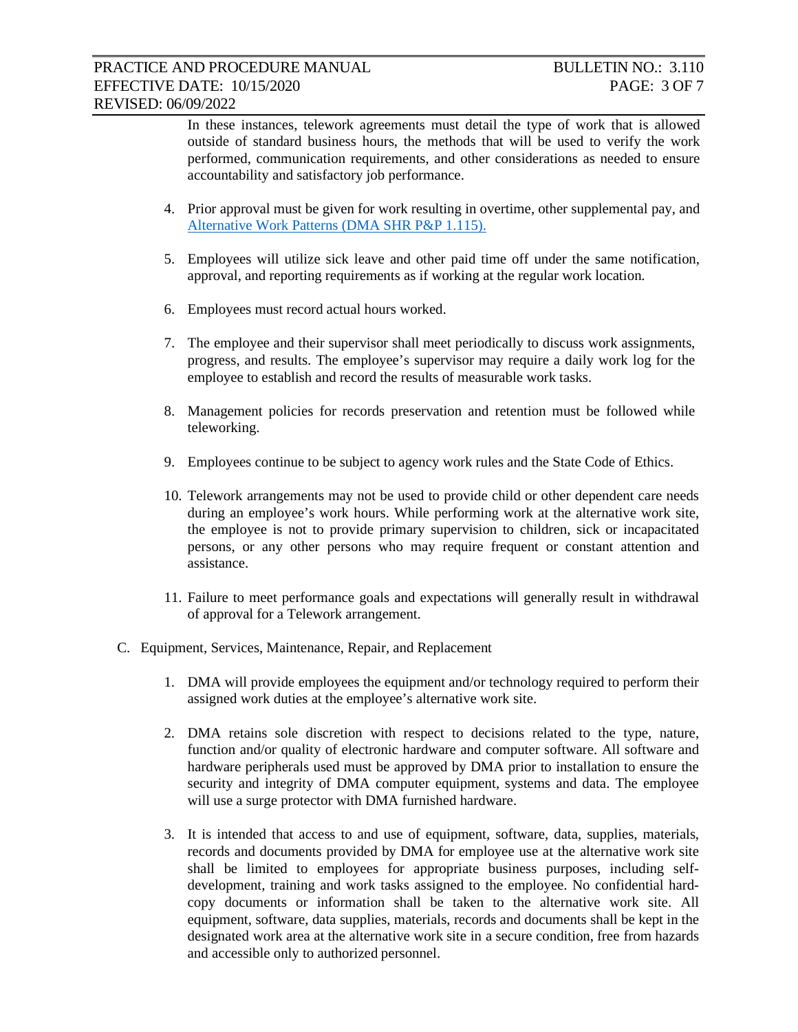In these instances, telework agreements must detail the type of work that is allowed outside of standard business hours, the methods that will be used to verify the work performed, communication requirements, and other considerations as needed to ensure accountability and satisfactory job performance.

4. Prior approval must be given for work resulting in overtime, other supplemental pay, and [Alternative Work Patterns (DMA SHR P&P 1.115).]()

5. Employees will utilize sick leave and other paid time off under the same notification, approval, and reporting requirements as if working at the regular work location.

6. Employees must record actual hours worked.

7. The employee and their supervisor shall meet periodically to discuss work assignments, progress, and results. The employee's supervisor may require a daily work log for the employee to establish and record the results of measurable work tasks.

8. Management policies for records preservation and retention must be followed while teleworking.

9. Employees continue to be subject to agency work rules and the State Code of Ethics.

10. Telework arrangements may not be used to provide child or other dependent care needs during an employee's work hours. While performing work at the alternative work site, the employee is not to provide primary supervision to children, sick or incapacitated persons, or any other persons who may require frequent or constant attention and assistance.

11. Failure to meet performance goals and expectations will generally result in withdrawal of approval for a Telework arrangement.

C. Equipment, Services, Maintenance, Repair, and Replacement

1. DMA will provide employees the equipment and/or technology required to perform their assigned work duties at the employee's alternative work site.

2. DMA retains sole discretion with respect to decisions related to the type, nature, function and/or quality of electronic hardware and computer software. All software and hardware peripherals used must be approved by DMA prior to installation to ensure the security and integrity of DMA computer equipment, systems and data. The employee will use a surge protector with DMA furnished hardware.

3. It is intended that access to and use of equipment, software, data, supplies, materials, records and documents provided by DMA for employee use at the alternative work site shall be limited to employees for appropriate business purposes, including self-development, training and work tasks assigned to the employee. No confidential hard-copy documents or information shall be taken to the alternative work site. All equipment, software, data supplies, materials, records and documents shall be kept in the designated work area at the alternative work site in a secure condition, free from hazards and accessible only to authorized personnel.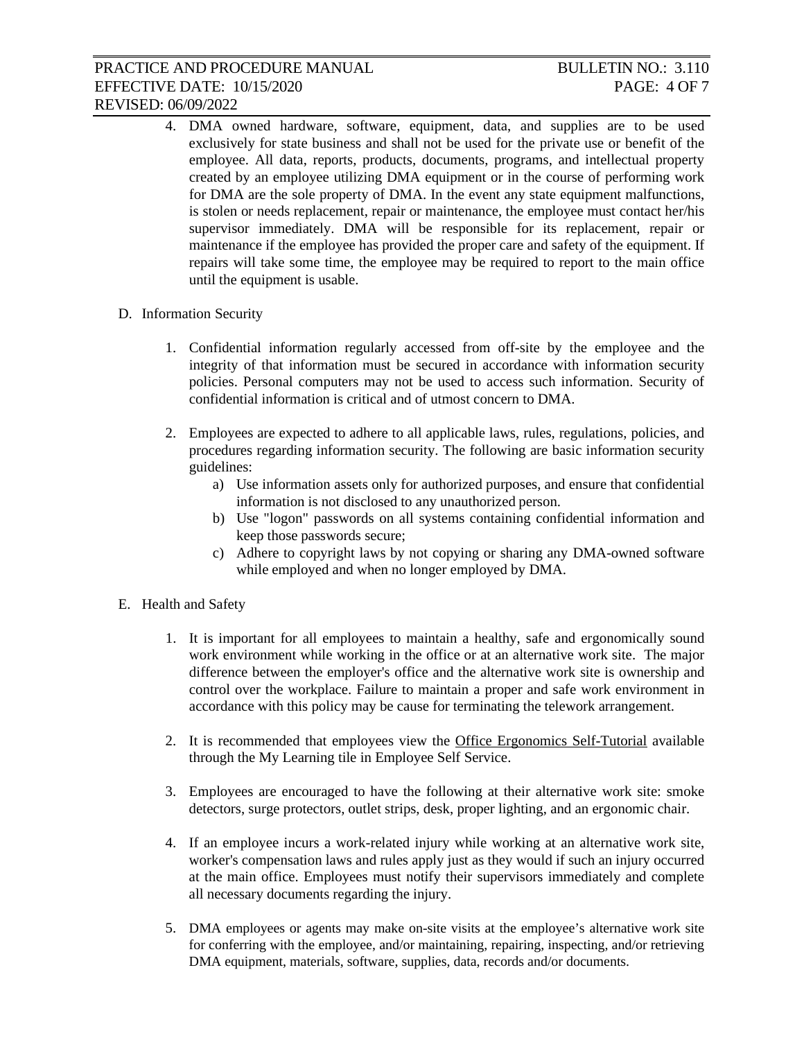4. DMA owned hardware, software, equipment, data, and supplies are to be used exclusively for state business and shall not be used for the private use or benefit of the employee. All data, reports, products, documents, programs, and intellectual property created by an employee utilizing DMA equipment or in the course of performing work for DMA are the sole property of DMA. In the event any state equipment malfunctions, is stolen or needs replacement, repair or maintenance, the employee must contact her/his supervisor immediately. DMA will be responsible for its replacement, repair or maintenance if the employee has provided the proper care and safety of the equipment. If repairs will take some time, the employee may be required to report to the main office until the equipment is usable.

D. Information Security

1. Confidential information regularly accessed from off-site by the employee and the integrity of that information must be secured in accordance with information security policies. Personal computers may not be used to access such information. Security of confidential information is critical and of utmost concern to DMA.

2. Employees are expected to adhere to all applicable laws, rules, regulations, policies, and procedures regarding information security. The following are basic information security guidelines:
   a) Use information assets only for authorized purposes, and ensure that confidential information is not disclosed to any unauthorized person.
   b) Use "logon" passwords on all systems containing confidential information and keep those passwords secure;
   c) Adhere to copyright laws by not copying or sharing any DMA-owned software while employed and when no longer employed by DMA.

E. Health and Safety

1. It is important for all employees to maintain a healthy, safe and ergonomically sound work environment while working in the office or at an alternative work site. The major difference between the employer's office and the alternative work site is ownership and control over the workplace. Failure to maintain a proper and safe work environment in accordance with this policy may be cause for terminating the telework arrangement.

2. It is recommended that employees view the Office Ergonomics Self-Tutorial available through the My Learning tile in Employee Self Service.

3. Employees are encouraged to have the following at their alternative work site: smoke detectors, surge protectors, outlet strips, desk, proper lighting, and an ergonomic chair.

4. If an employee incurs a work-related injury while working at an alternative work site, worker's compensation laws and rules apply just as they would if such an injury occurred at the main office. Employees must notify their supervisors immediately and complete all necessary documents regarding the injury.

5. DMA employees or agents may make on-site visits at the employee's alternative work site for conferring with the employee, and/or maintaining, repairing, inspecting, and/or retrieving DMA equipment, materials, software, supplies, data, records and/or documents.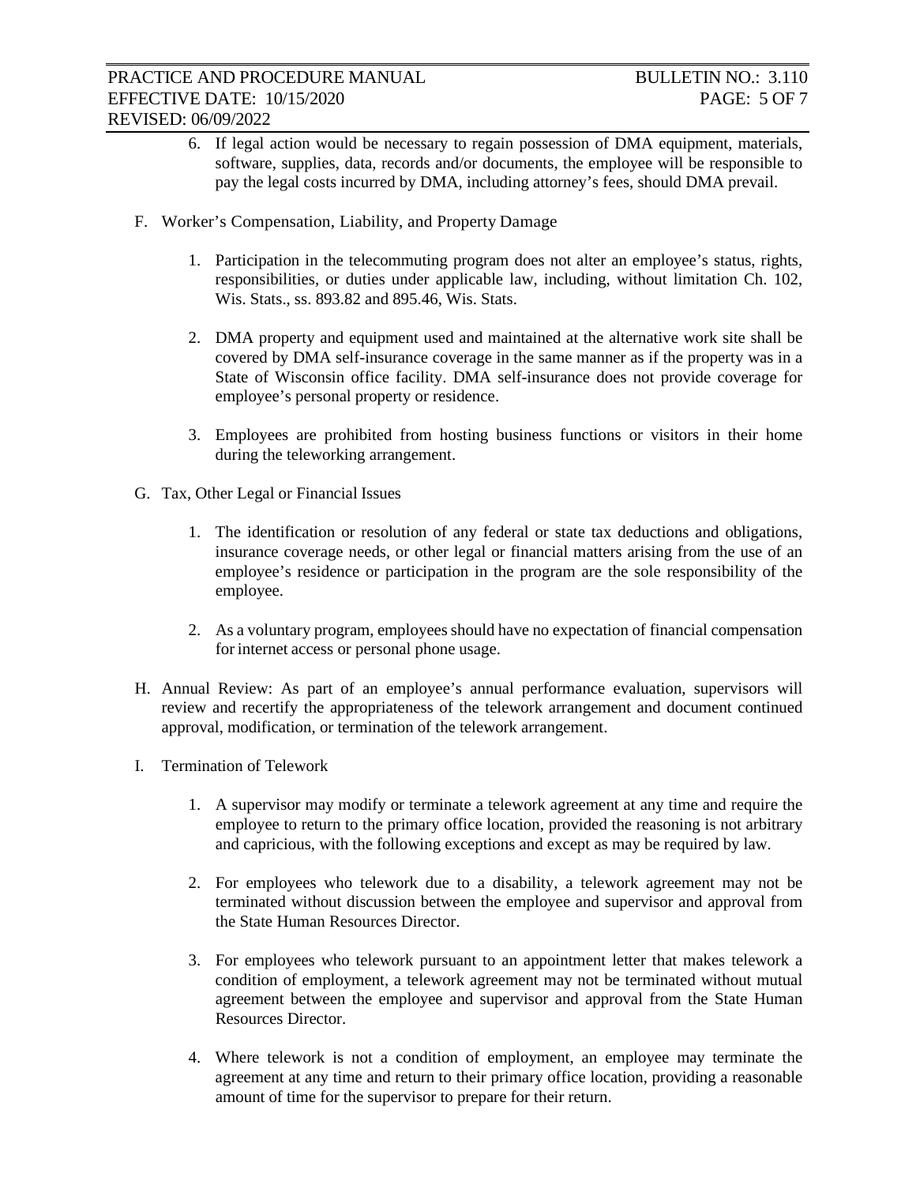6. If legal action would be necessary to regain possession of DMA equipment, materials, software, supplies, data, records and/or documents, the employee will be responsible to pay the legal costs incurred by DMA, including attorney's fees, should DMA prevail.

F. Worker's Compensation, Liability, and Property Damage

   1. Participation in the telecommuting program does not alter an employee's status, rights, responsibilities, or duties under applicable law, including, without limitation Ch. 102, Wis. Stats., ss. 893.82 and 895.46, Wis. Stats.

   2. DMA property and equipment used and maintained at the alternative work site shall be covered by DMA self-insurance coverage in the same manner as if the property was in a State of Wisconsin office facility. DMA self-insurance does not provide coverage for employee's personal property or residence.

   3. Employees are prohibited from hosting business functions or visitors in their home during the teleworking arrangement.

G. Tax, Other Legal or Financial Issues

   1. The identification or resolution of any federal or state tax deductions and obligations, insurance coverage needs, or other legal or financial matters arising from the use of an employee's residence or participation in the program are the sole responsibility of the employee.

   2. As a voluntary program, employees should have no expectation of financial compensation for internet access or personal phone usage.

H. Annual Review: As part of an employee's annual performance evaluation, supervisors will review and recertify the appropriateness of the telework arrangement and document continued approval, modification, or termination of the telework arrangement.

I. Termination of Telework

   1. A supervisor may modify or terminate a telework agreement at any time and require the employee to return to the primary office location, provided the reasoning is not arbitrary and capricious, with the following exceptions and except as may be required by law.

   2. For employees who telework due to a disability, a telework agreement may not be terminated without discussion between the employee and supervisor and approval from the State Human Resources Director.

   3. For employees who telework pursuant to an appointment letter that makes telework a condition of employment, a telework agreement may not be terminated without mutual agreement between the employee and supervisor and approval from the State Human Resources Director.

   4. Where telework is not a condition of employment, an employee may terminate the agreement at any time and return to their primary office location, providing a reasonable amount of time for the supervisor to prepare for their return.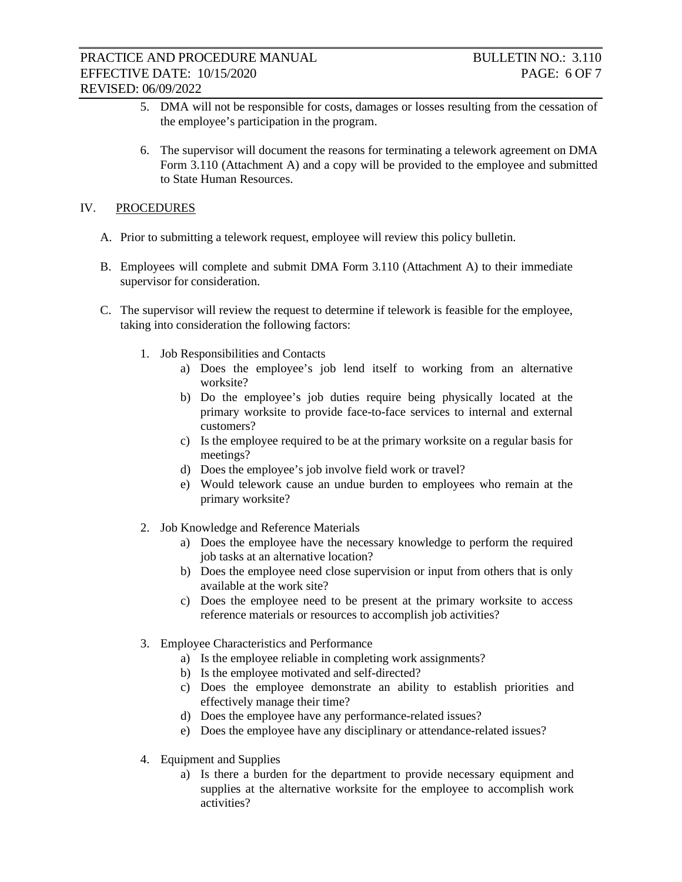5. DMA will not be responsible for costs, damages or losses resulting from the cessation of the employee's participation in the program.

6. The supervisor will document the reasons for terminating a telework agreement on DMA Form 3.110 (Attachment A) and a copy will be provided to the employee and submitted to State Human Resources.

## IV. PROCEDURES

A. Prior to submitting a telework request, employee will review this policy bulletin.

B. Employees will complete and submit DMA Form 3.110 (Attachment A) to their immediate supervisor for consideration.

C. The supervisor will review the request to determine if telework is feasible for the employee, taking into consideration the following factors:

1. Job Responsibilities and Contacts
    - a) Does the employee's job lend itself to working from an alternative worksite?
    - b) Do the employee's job duties require being physically located at the primary worksite to provide face-to-face services to internal and external customers?
    - c) Is the employee required to be at the primary worksite on a regular basis for meetings?
    - d) Does the employee's job involve field work or travel?
    - e) Would telework cause an undue burden to employees who remain at the primary worksite?

2. Job Knowledge and Reference Materials
    - a) Does the employee have the necessary knowledge to perform the required job tasks at an alternative location?
    - b) Does the employee need close supervision or input from others that is only available at the work site?
    - c) Does the employee need to be present at the primary worksite to access reference materials or resources to accomplish job activities?

3. Employee Characteristics and Performance
    - a) Is the employee reliable in completing work assignments?
    - b) Is the employee motivated and self-directed?
    - c) Does the employee demonstrate an ability to establish priorities and effectively manage their time?
    - d) Does the employee have any performance-related issues?
    - e) Does the employee have any disciplinary or attendance-related issues?

4. Equipment and Supplies
    - a) Is there a burden for the department to provide necessary equipment and supplies at the alternative worksite for the employee to accomplish work activities?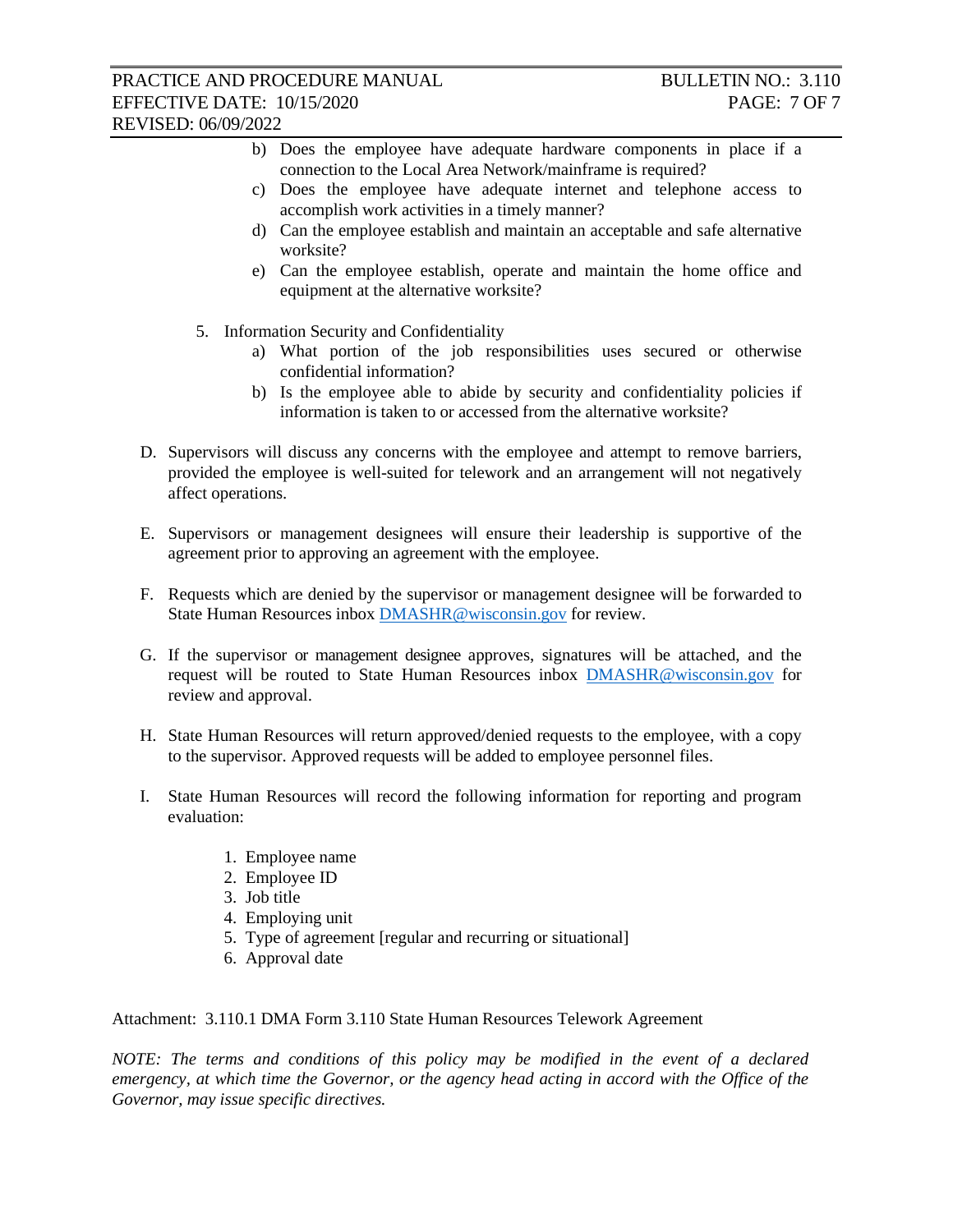b) Does the employee have adequate hardware components in place if a connection to the Local Area Network/mainframe is required?
   c) Does the employee have adequate internet and telephone access to accomplish work activities in a timely manner?
   d) Can the employee establish and maintain an acceptable and safe alternative worksite?
   e) Can the employee establish, operate and maintain the home office and equipment at the alternative worksite?

5. Information Security and Confidentiality
   a) What portion of the job responsibilities uses secured or otherwise confidential information?
   b) Is the employee able to abide by security and confidentiality policies if information is taken to or accessed from the alternative worksite?

D. Supervisors will discuss any concerns with the employee and attempt to remove barriers, provided the employee is well-suited for telework and an arrangement will not negatively affect operations.

E. Supervisors or management designees will ensure their leadership is supportive of the agreement prior to approving an agreement with the employee.

F. Requests which are denied by the supervisor or management designee will be forwarded to State Human Resources inbox DMASHR@wisconsin.gov for review.

G. If the supervisor or management designee approves, signatures will be attached, and the request will be routed to State Human Resources inbox DMASHR@wisconsin.gov for review and approval.

H. State Human Resources will return approved/denied requests to the employee, with a copy to the supervisor. Approved requests will be added to employee personnel files.

I. State Human Resources will record the following information for reporting and program evaluation:

   1. Employee name
   2. Employee ID
   3. Job title
   4. Employing unit
   5. Type of agreement [regular and recurring or situational]
   6. Approval date

Attachment: 3.110.1 DMA Form 3.110 State Human Resources Telework Agreement

*NOTE: The terms and conditions of this policy may be modified in the event of a declared emergency, at which time the Governor, or the agency head acting in accord with the Office of the Governor, may issue specific directives.*